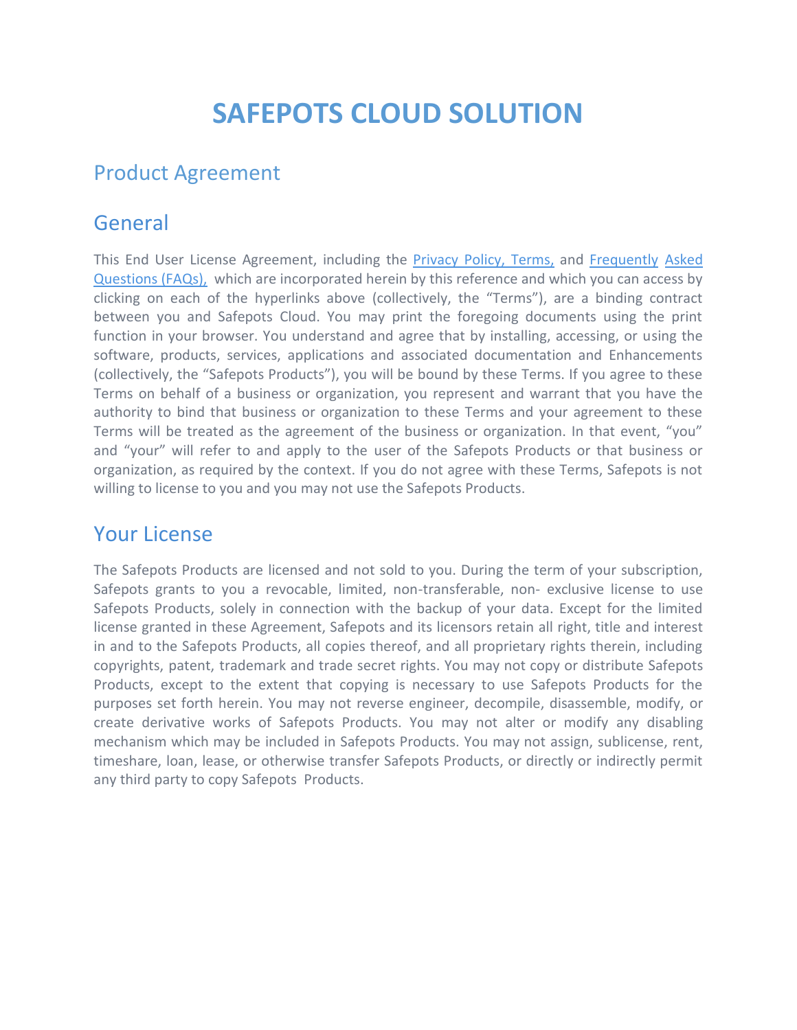# SAFEPOTS CLOUD SOLUTION

## Product Agreement

## General

This End User License Agreement, including the Privacy Policy, Terms, and Frequently Asked Questions (FAQs), which are incorporated herein by this reference and which you can access by clicking on each of the hyperlinks above (collectively, the "Terms"), are a binding contract between you and Safepots Cloud. You may print the foregoing documents using the print function in your browser. You understand and agree that by installing, accessing, or using the software, products, services, applications and associated documentation and Enhancements (collectively, the "Safepots Products"), you will be bound by these Terms. If you agree to these Terms on behalf of a business or organization, you represent and warrant that you have the authority to bind that business or organization to these Terms and your agreement to these Terms will be treated as the agreement of the business or organization. In that event, "you" and "your" will refer to and apply to the user of the Safepots Products or that business or organization, as required by the context. If you do not agree with these Terms, Safepots is not willing to license to you and you may not use the Safepots Products.

## Your License

The Safepots Products are licensed and not sold to you. During the term of your subscription, Safepots grants to you a revocable, limited, non-transferable, non- exclusive license to use Safepots Products, solely in connection with the backup of your data. Except for the limited license granted in these Agreement, Safepots and its licensors retain all right, title and interest in and to the Safepots Products, all copies thereof, and all proprietary rights therein, including copyrights, patent, trademark and trade secret rights. You may not copy or distribute Safepots Products, except to the extent that copying is necessary to use Safepots Products for the purposes set forth herein. You may not reverse engineer, decompile, disassemble, modify, or create derivative works of Safepots Products. You may not alter or modify any disabling mechanism which may be included in Safepots Products. You may not assign, sublicense, rent, timeshare, loan, lease, or otherwise transfer Safepots Products, or directly or indirectly permit any third party to copy Safepots Products.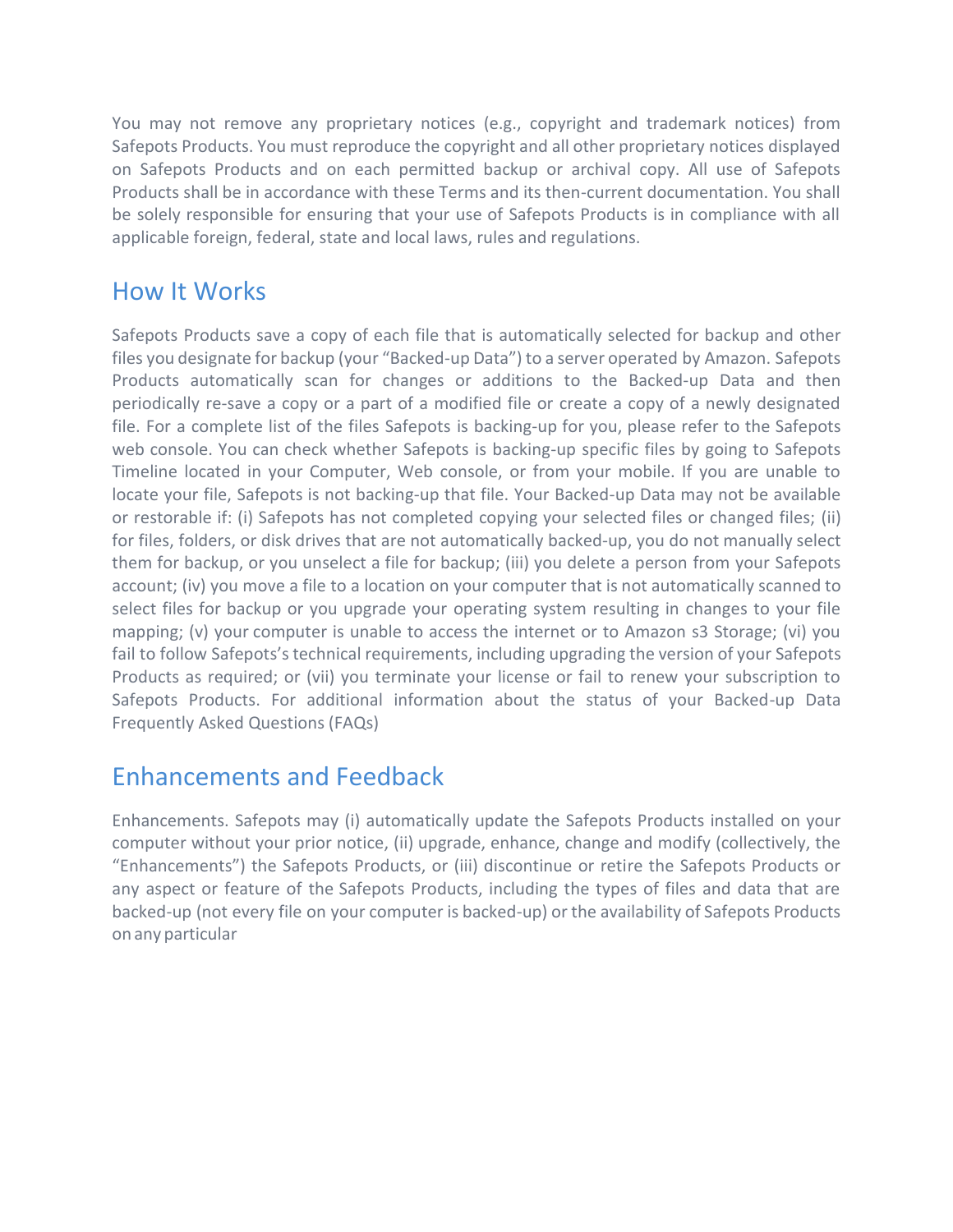You may not remove any proprietary notices (e.g., copyright and trademark notices) from Safepots Products. You must reproduce the copyright and all other proprietary notices displayed on Safepots Products and on each permitted backup or archival copy. All use of Safepots Products shall be in accordance with these Terms and its then-current documentation. You shall be solely responsible for ensuring that your use of Safepots Products is in compliance with all applicable foreign, federal, state and local laws, rules and regulations.

## How It Works

Safepots Products save a copy of each file that is automatically selected for backup and other files you designate for backup (your "Backed-up Data") to a server operated by Amazon. Safepots Products automatically scan for changes or additions to the Backed-up Data and then periodically re-save a copy or a part of a modified file or create a copy of a newly designated file. For a complete list of the files Safepots is backing-up for you, please refer to the Safepots web console. You can check whether Safepots is backing-up specific files by going to Safepots Timeline located in your Computer, Web console, or from your mobile. If you are unable to locate your file, Safepots is not backing-up that file. Your Backed-up Data may not be available or restorable if: (i) Safepots has not completed copying your selected files or changed files; (ii) for files, folders, or disk drives that are not automatically backed-up, you do not manually select them for backup, or you unselect a file for backup; (iii) you delete a person from your Safepots account; (iv) you move a file to a location on your computer that is not automatically scanned to select files for backup or you upgrade your operating system resulting in changes to your file mapping; (v) your computer is unable to access the internet or to Amazon s3 Storage; (vi) you fail to follow Safepots's technical requirements, including upgrading the version of your Safepots Products as required; or (vii) you terminate your license or fail to renew your subscription to Safepots Products. For additional information about the status of your Backed-up Data Frequently Asked Questions (FAQs)

## Enhancements and Feedback

Enhancements. Safepots may (i) automatically update the Safepots Products installed on your computer without your prior notice, (ii) upgrade, enhance, change and modify (collectively, the "Enhancements") the Safepots Products, or (iii) discontinue or retire the Safepots Products or any aspect or feature of the Safepots Products, including the types of files and data that are backed-up (not every file on your computer is backed-up) or the availability of Safepots Products on any particular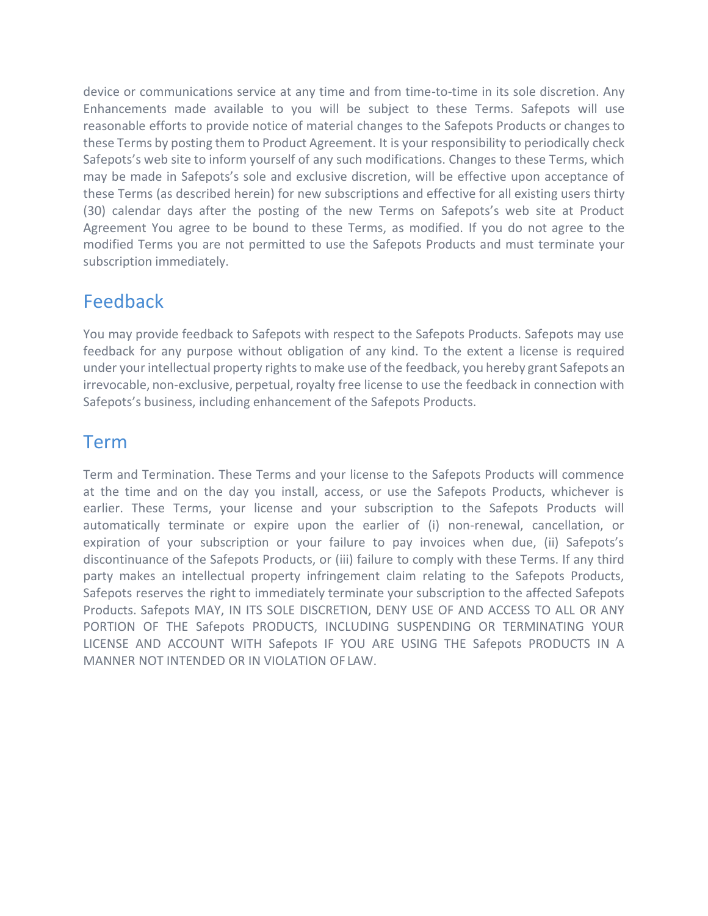device or communications service at any time and from time-to-time in its sole discretion. Any Enhancements made available to you will be subject to these Terms. Safepots will use reasonable efforts to provide notice of material changes to the Safepots Products or changes to these Terms by posting them to Product Agreement. It is your responsibility to periodically check Safepots's web site to inform yourself of any such modifications. Changes to these Terms, which may be made in Safepots's sole and exclusive discretion, will be effective upon acceptance of these Terms (as described herein) for new subscriptions and effective for all existing users thirty (30) calendar days after the posting of the new Terms on Safepots's web site at Product Agreement You agree to be bound to these Terms, as modified. If you do not agree to the modified Terms you are not permitted to use the Safepots Products and must terminate your subscription immediately.

## Feedback

You may provide feedback to Safepots with respect to the Safepots Products. Safepots may use feedback for any purpose without obligation of any kind. To the extent a license is required under your intellectual property rights to make use of the feedback, you hereby grant Safepots an irrevocable, non-exclusive, perpetual, royalty free license to use the feedback in connection with Safepots's business, including enhancement of the Safepots Products.

## Term

Term and Termination. These Terms and your license to the Safepots Products will commence at the time and on the day you install, access, or use the Safepots Products, whichever is earlier. These Terms, your license and your subscription to the Safepots Products will automatically terminate or expire upon the earlier of (i) non-renewal, cancellation, or expiration of your subscription or your failure to pay invoices when due, (ii) Safepots's discontinuance of the Safepots Products, or (iii) failure to comply with these Terms. If any third party makes an intellectual property infringement claim relating to the Safepots Products, Safepots reserves the right to immediately terminate your subscription to the affected Safepots Products. Safepots MAY, IN ITS SOLE DISCRETION, DENY USE OF AND ACCESS TO ALL OR ANY PORTION OF THE Safepots PRODUCTS, INCLUDING SUSPENDING OR TERMINATING YOUR LICENSE AND ACCOUNT WITH Safepots IF YOU ARE USING THE Safepots PRODUCTS IN A MANNER NOT INTENDED OR IN VIOLATION OF LAW.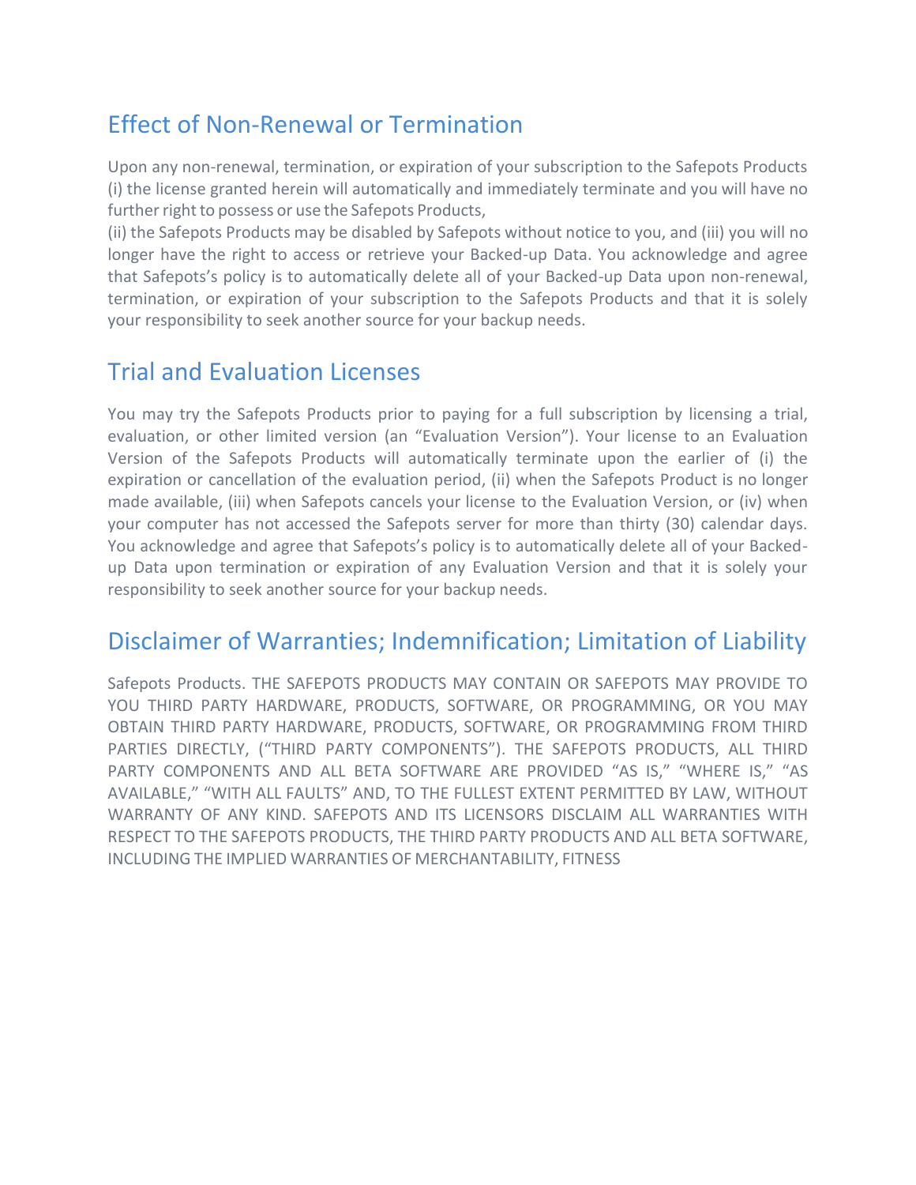## Effect of Non-Renewal or Termination

Upon any non-renewal, termination, or expiration of your subscription to the Safepots Products (i) the license granted herein will automatically and immediately terminate and you will have no further right to possess or use the Safepots Products,
(ii) the Safepots Products may be disabled by Safepots without notice to you, and (iii) you will no longer have the right to access or retrieve your Backed-up Data. You acknowledge and agree that Safepots's policy is to automatically delete all of your Backed-up Data upon non-renewal, termination, or expiration of your subscription to the Safepots Products and that it is solely your responsibility to seek another source for your backup needs.

## Trial and Evaluation Licenses

You may try the Safepots Products prior to paying for a full subscription by licensing a trial, evaluation, or other limited version (an "Evaluation Version"). Your license to an Evaluation Version of the Safepots Products will automatically terminate upon the earlier of (i) the expiration or cancellation of the evaluation period, (ii) when the Safepots Product is no longer made available, (iii) when Safepots cancels your license to the Evaluation Version, or (iv) when your computer has not accessed the Safepots server for more than thirty (30) calendar days. You acknowledge and agree that Safepots's policy is to automatically delete all of your Backed-up Data upon termination or expiration of any Evaluation Version and that it is solely your responsibility to seek another source for your backup needs.

## Disclaimer of Warranties; Indemnification; Limitation of Liability

Safepots Products. THE SAFEPOTS PRODUCTS MAY CONTAIN OR SAFEPOTS MAY PROVIDE TO YOU THIRD PARTY HARDWARE, PRODUCTS, SOFTWARE, OR PROGRAMMING, OR YOU MAY OBTAIN THIRD PARTY HARDWARE, PRODUCTS, SOFTWARE, OR PROGRAMMING FROM THIRD PARTIES DIRECTLY, ("THIRD PARTY COMPONENTS"). THE SAFEPOTS PRODUCTS, ALL THIRD PARTY COMPONENTS AND ALL BETA SOFTWARE ARE PROVIDED "AS IS," "WHERE IS," "AS AVAILABLE," "WITH ALL FAULTS" AND, TO THE FULLEST EXTENT PERMITTED BY LAW, WITHOUT WARRANTY OF ANY KIND. SAFEPOTS AND ITS LICENSORS DISCLAIM ALL WARRANTIES WITH RESPECT TO THE SAFEPOTS PRODUCTS, THE THIRD PARTY PRODUCTS AND ALL BETA SOFTWARE, INCLUDING THE IMPLIED WARRANTIES OF MERCHANTABILITY, FITNESS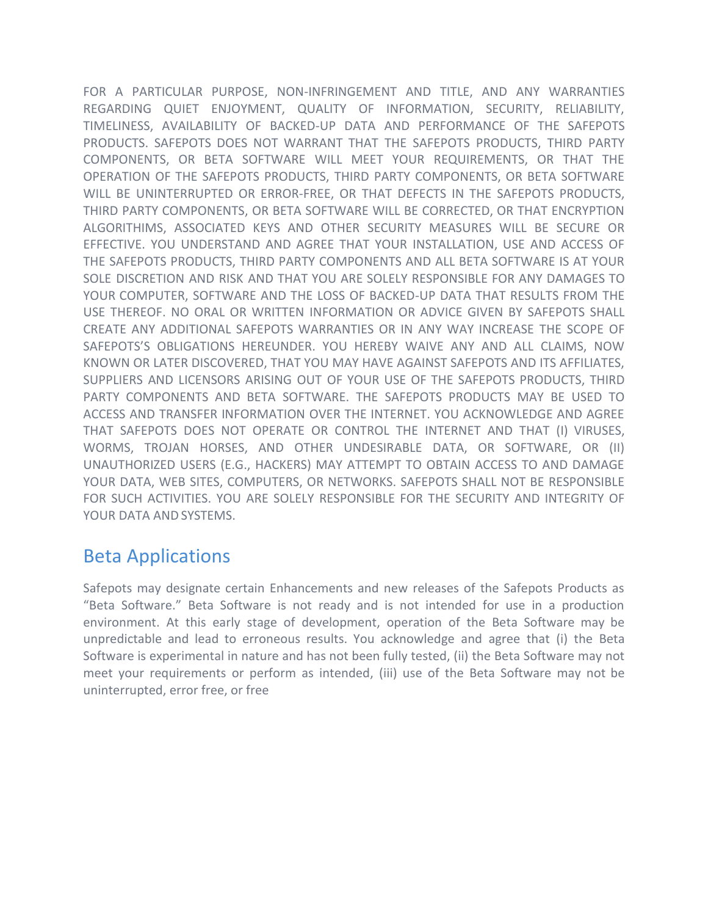FOR A PARTICULAR PURPOSE, NON-INFRINGEMENT AND TITLE, AND ANY WARRANTIES REGARDING QUIET ENJOYMENT, QUALITY OF INFORMATION, SECURITY, RELIABILITY, TIMELINESS, AVAILABILITY OF BACKED-UP DATA AND PERFORMANCE OF THE SAFEPOTS PRODUCTS. SAFEPOTS DOES NOT WARRANT THAT THE SAFEPOTS PRODUCTS, THIRD PARTY COMPONENTS, OR BETA SOFTWARE WILL MEET YOUR REQUIREMENTS, OR THAT THE OPERATION OF THE SAFEPOTS PRODUCTS, THIRD PARTY COMPONENTS, OR BETA SOFTWARE WILL BE UNINTERRUPTED OR ERROR-FREE, OR THAT DEFECTS IN THE SAFEPOTS PRODUCTS, THIRD PARTY COMPONENTS, OR BETA SOFTWARE WILL BE CORRECTED, OR THAT ENCRYPTION ALGORITHIMS, ASSOCIATED KEYS AND OTHER SECURITY MEASURES WILL BE SECURE OR EFFECTIVE. YOU UNDERSTAND AND AGREE THAT YOUR INSTALLATION, USE AND ACCESS OF THE SAFEPOTS PRODUCTS, THIRD PARTY COMPONENTS AND ALL BETA SOFTWARE IS AT YOUR SOLE DISCRETION AND RISK AND THAT YOU ARE SOLELY RESPONSIBLE FOR ANY DAMAGES TO YOUR COMPUTER, SOFTWARE AND THE LOSS OF BACKED-UP DATA THAT RESULTS FROM THE USE THEREOF. NO ORAL OR WRITTEN INFORMATION OR ADVICE GIVEN BY SAFEPOTS SHALL CREATE ANY ADDITIONAL SAFEPOTS WARRANTIES OR IN ANY WAY INCREASE THE SCOPE OF SAFEPOTS'S OBLIGATIONS HEREUNDER. YOU HEREBY WAIVE ANY AND ALL CLAIMS, NOW KNOWN OR LATER DISCOVERED, THAT YOU MAY HAVE AGAINST SAFEPOTS AND ITS AFFILIATES, SUPPLIERS AND LICENSORS ARISING OUT OF YOUR USE OF THE SAFEPOTS PRODUCTS, THIRD PARTY COMPONENTS AND BETA SOFTWARE. THE SAFEPOTS PRODUCTS MAY BE USED TO ACCESS AND TRANSFER INFORMATION OVER THE INTERNET. YOU ACKNOWLEDGE AND AGREE THAT SAFEPOTS DOES NOT OPERATE OR CONTROL THE INTERNET AND THAT (I) VIRUSES, WORMS, TROJAN HORSES, AND OTHER UNDESIRABLE DATA, OR SOFTWARE, OR (II) UNAUTHORIZED USERS (E.G., HACKERS) MAY ATTEMPT TO OBTAIN ACCESS TO AND DAMAGE YOUR DATA, WEB SITES, COMPUTERS, OR NETWORKS. SAFEPOTS SHALL NOT BE RESPONSIBLE FOR SUCH ACTIVITIES. YOU ARE SOLELY RESPONSIBLE FOR THE SECURITY AND INTEGRITY OF YOUR DATA AND SYSTEMS.

## Beta Applications

Safepots may designate certain Enhancements and new releases of the Safepots Products as "Beta Software." Beta Software is not ready and is not intended for use in a production environment. At this early stage of development, operation of the Beta Software may be unpredictable and lead to erroneous results. You acknowledge and agree that (i) the Beta Software is experimental in nature and has not been fully tested, (ii) the Beta Software may not meet your requirements or perform as intended, (iii) use of the Beta Software may not be uninterrupted, error free, or free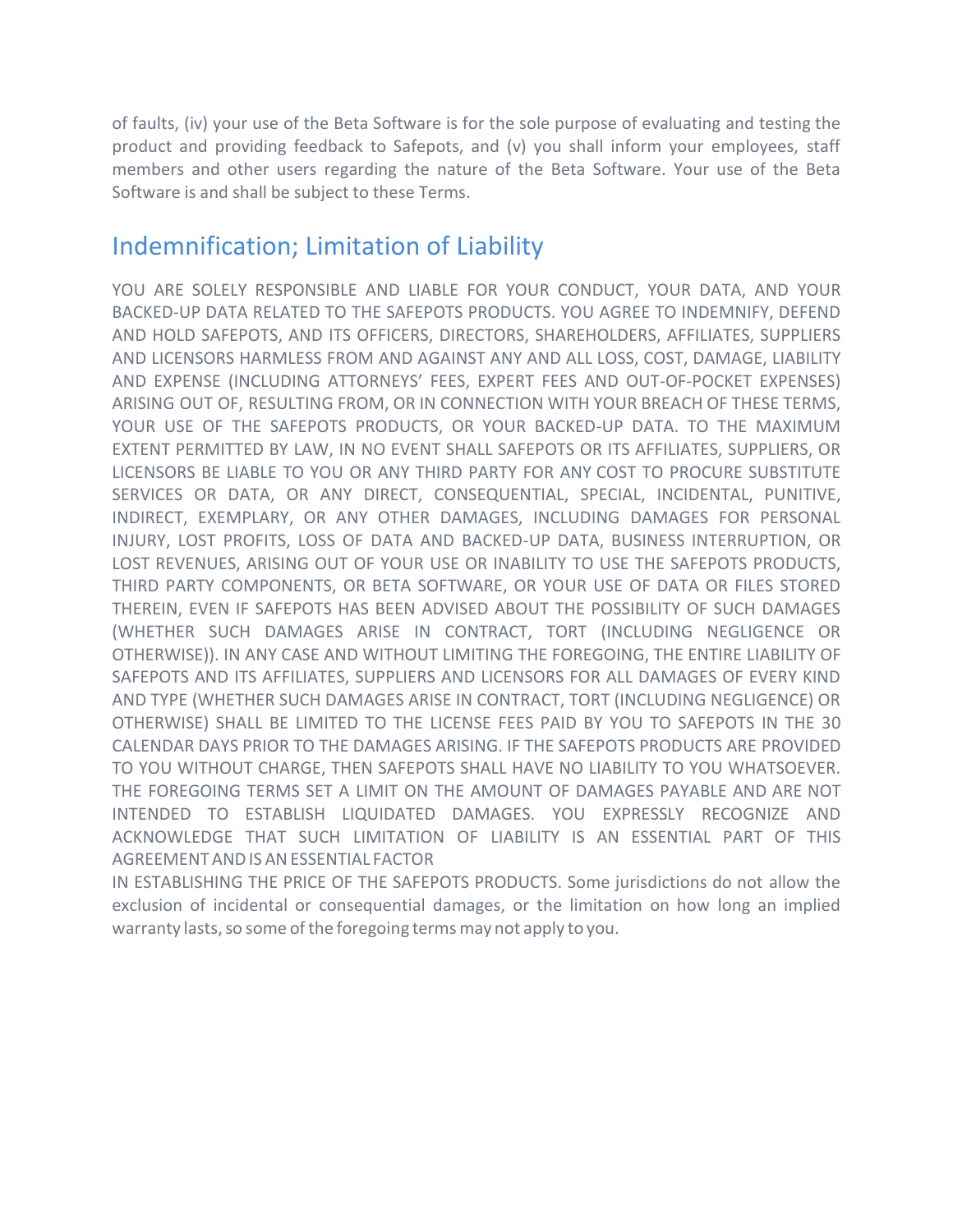of faults, (iv) your use of the Beta Software is for the sole purpose of evaluating and testing the product and providing feedback to Safepots, and (v) you shall inform your employees, staff members and other users regarding the nature of the Beta Software. Your use of the Beta Software is and shall be subject to these Terms.

## Indemnification; Limitation of Liability

YOU ARE SOLELY RESPONSIBLE AND LIABLE FOR YOUR CONDUCT, YOUR DATA, AND YOUR BACKED-UP DATA RELATED TO THE SAFEPOTS PRODUCTS. YOU AGREE TO INDEMNIFY, DEFEND AND HOLD SAFEPOTS, AND ITS OFFICERS, DIRECTORS, SHAREHOLDERS, AFFILIATES, SUPPLIERS AND LICENSORS HARMLESS FROM AND AGAINST ANY AND ALL LOSS, COST, DAMAGE, LIABILITY AND EXPENSE (INCLUDING ATTORNEYS' FEES, EXPERT FEES AND OUT-OF-POCKET EXPENSES) ARISING OUT OF, RESULTING FROM, OR IN CONNECTION WITH YOUR BREACH OF THESE TERMS, YOUR USE OF THE SAFEPOTS PRODUCTS, OR YOUR BACKED-UP DATA. TO THE MAXIMUM EXTENT PERMITTED BY LAW, IN NO EVENT SHALL SAFEPOTS OR ITS AFFILIATES, SUPPLIERS, OR LICENSORS BE LIABLE TO YOU OR ANY THIRD PARTY FOR ANY COST TO PROCURE SUBSTITUTE SERVICES OR DATA, OR ANY DIRECT, CONSEQUENTIAL, SPECIAL, INCIDENTAL, PUNITIVE, INDIRECT, EXEMPLARY, OR ANY OTHER DAMAGES, INCLUDING DAMAGES FOR PERSONAL INJURY, LOST PROFITS, LOSS OF DATA AND BACKED-UP DATA, BUSINESS INTERRUPTION, OR LOST REVENUES, ARISING OUT OF YOUR USE OR INABILITY TO USE THE SAFEPOTS PRODUCTS, THIRD PARTY COMPONENTS, OR BETA SOFTWARE, OR YOUR USE OF DATA OR FILES STORED THEREIN, EVEN IF SAFEPOTS HAS BEEN ADVISED ABOUT THE POSSIBILITY OF SUCH DAMAGES (WHETHER SUCH DAMAGES ARISE IN CONTRACT, TORT (INCLUDING NEGLIGENCE OR OTHERWISE)). IN ANY CASE AND WITHOUT LIMITING THE FOREGOING, THE ENTIRE LIABILITY OF SAFEPOTS AND ITS AFFILIATES, SUPPLIERS AND LICENSORS FOR ALL DAMAGES OF EVERY KIND AND TYPE (WHETHER SUCH DAMAGES ARISE IN CONTRACT, TORT (INCLUDING NEGLIGENCE) OR OTHERWISE) SHALL BE LIMITED TO THE LICENSE FEES PAID BY YOU TO SAFEPOTS IN THE 30 CALENDAR DAYS PRIOR TO THE DAMAGES ARISING. IF THE SAFEPOTS PRODUCTS ARE PROVIDED TO YOU WITHOUT CHARGE, THEN SAFEPOTS SHALL HAVE NO LIABILITY TO YOU WHATSOEVER. THE FOREGOING TERMS SET A LIMIT ON THE AMOUNT OF DAMAGES PAYABLE AND ARE NOT INTENDED TO ESTABLISH LIQUIDATED DAMAGES. YOU EXPRESSLY RECOGNIZE AND ACKNOWLEDGE THAT SUCH LIMITATION OF LIABILITY IS AN ESSENTIAL PART OF THIS AGREEMENT AND IS AN ESSENTIAL FACTOR
IN ESTABLISHING THE PRICE OF THE SAFEPOTS PRODUCTS. Some jurisdictions do not allow the exclusion of incidental or consequential damages, or the limitation on how long an implied warranty lasts, so some of the foregoing terms may not apply to you.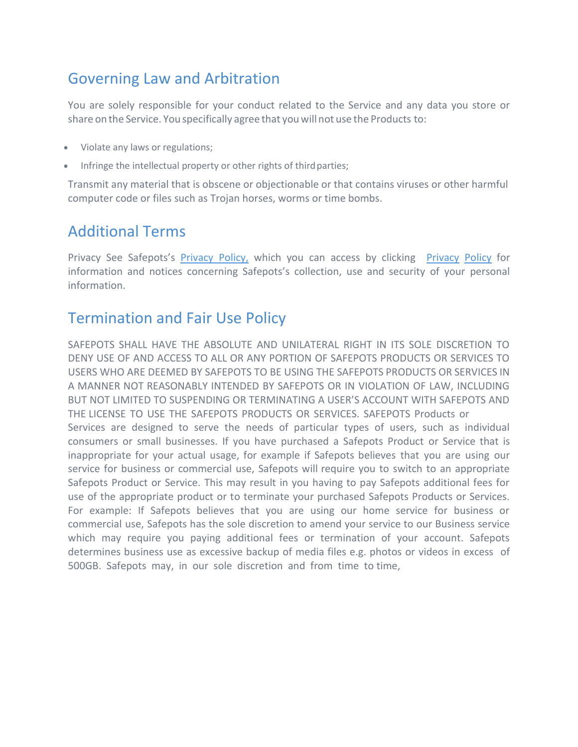## Governing Law and Arbitration

You are solely responsible for your conduct related to the Service and any data you store or share on the Service. You specifically agree that you will not use the Products to:

- Violate any laws or regulations;
- Infringe the intellectual property or other rights of third parties;

Transmit any material that is obscene or objectionable or that contains viruses or other harmful computer code or files such as Trojan horses, worms or time bombs.

## Additional Terms

Privacy See Safepots's Privacy Policy, which you can access by clicking Privacy Policy for information and notices concerning Safepots's collection, use and security of your personal information.

## Termination and Fair Use Policy

SAFEPOTS SHALL HAVE THE ABSOLUTE AND UNILATERAL RIGHT IN ITS SOLE DISCRETION TO DENY USE OF AND ACCESS TO ALL OR ANY PORTION OF SAFEPOTS PRODUCTS OR SERVICES TO USERS WHO ARE DEEMED BY SAFEPOTS TO BE USING THE SAFEPOTS PRODUCTS OR SERVICES IN A MANNER NOT REASONABLY INTENDED BY SAFEPOTS OR IN VIOLATION OF LAW, INCLUDING BUT NOT LIMITED TO SUSPENDING OR TERMINATING A USER'S ACCOUNT WITH SAFEPOTS AND THE LICENSE TO USE THE SAFEPOTS PRODUCTS OR SERVICES. SAFEPOTS Products or Services are designed to serve the needs of particular types of users, such as individual consumers or small businesses. If you have purchased a Safepots Product or Service that is inappropriate for your actual usage, for example if Safepots believes that you are using our service for business or commercial use, Safepots will require you to switch to an appropriate Safepots Product or Service. This may result in you having to pay Safepots additional fees for use of the appropriate product or to terminate your purchased Safepots Products or Services. For example: If Safepots believes that you are using our home service for business or commercial use, Safepots has the sole discretion to amend your service to our Business service which may require you paying additional fees or termination of your account. Safepots determines business use as excessive backup of media files e.g. photos or videos in excess of 500GB. Safepots may, in our sole discretion and from time to time,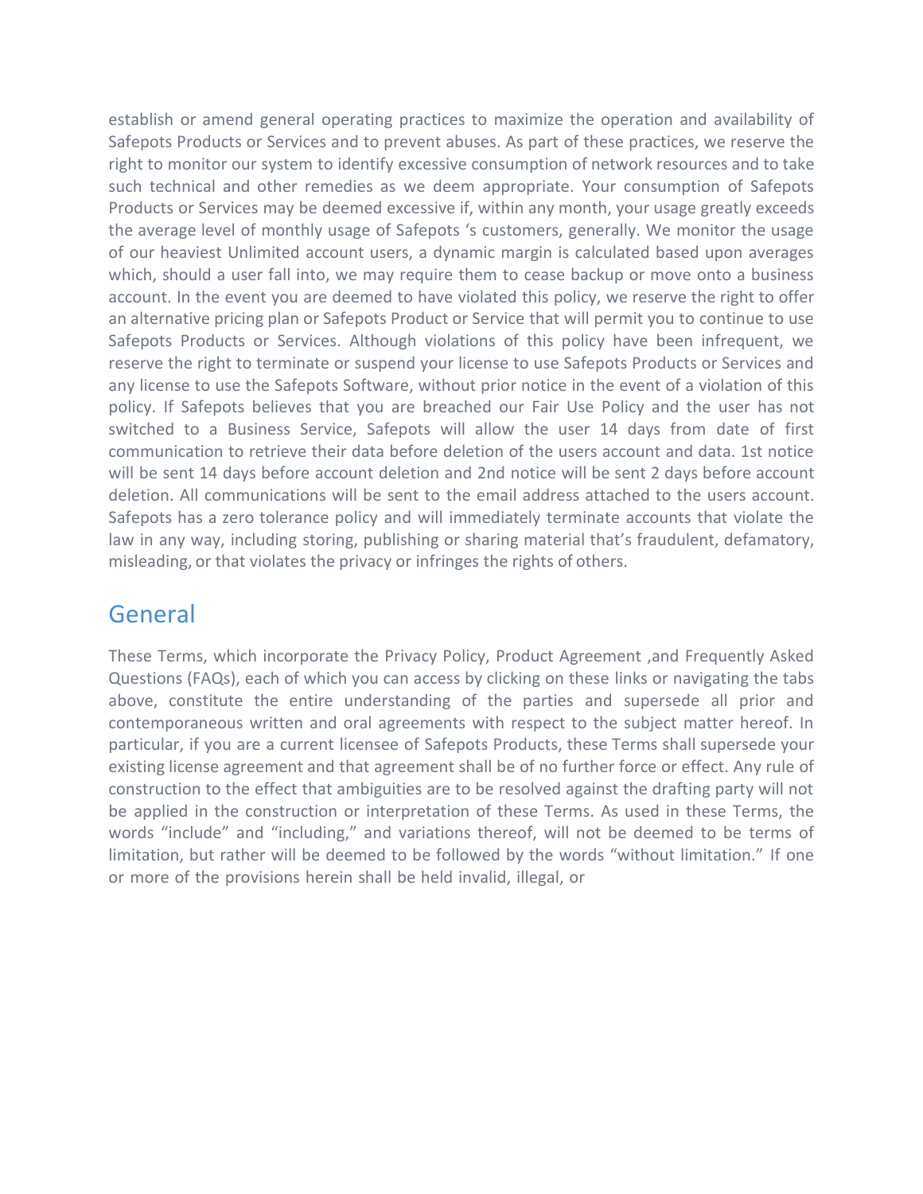establish or amend general operating practices to maximize the operation and availability of Safepots Products or Services and to prevent abuses. As part of these practices, we reserve the right to monitor our system to identify excessive consumption of network resources and to take such technical and other remedies as we deem appropriate. Your consumption of Safepots Products or Services may be deemed excessive if, within any month, your usage greatly exceeds the average level of monthly usage of Safepots 's customers, generally. We monitor the usage of our heaviest Unlimited account users, a dynamic margin is calculated based upon averages which, should a user fall into, we may require them to cease backup or move onto a business account. In the event you are deemed to have violated this policy, we reserve the right to offer an alternative pricing plan or Safepots Product or Service that will permit you to continue to use Safepots Products or Services. Although violations of this policy have been infrequent, we reserve the right to terminate or suspend your license to use Safepots Products or Services and any license to use the Safepots Software, without prior notice in the event of a violation of this policy. If Safepots believes that you are breached our Fair Use Policy and the user has not switched to a Business Service, Safepots will allow the user 14 days from date of first communication to retrieve their data before deletion of the users account and data. 1st notice will be sent 14 days before account deletion and 2nd notice will be sent 2 days before account deletion. All communications will be sent to the email address attached to the users account. Safepots has a zero tolerance policy and will immediately terminate accounts that violate the law in any way, including storing, publishing or sharing material that's fraudulent, defamatory, misleading, or that violates the privacy or infringes the rights of others.

## General

These Terms, which incorporate the Privacy Policy, Product Agreement ,and Frequently Asked Questions (FAQs), each of which you can access by clicking on these links or navigating the tabs above, constitute the entire understanding of the parties and supersede all prior and contemporaneous written and oral agreements with respect to the subject matter hereof. In particular, if you are a current licensee of Safepots Products, these Terms shall supersede your existing license agreement and that agreement shall be of no further force or effect. Any rule of construction to the effect that ambiguities are to be resolved against the drafting party will not be applied in the construction or interpretation of these Terms. As used in these Terms, the words "include" and "including," and variations thereof, will not be deemed to be terms of limitation, but rather will be deemed to be followed by the words "without limitation." If one or more of the provisions herein shall be held invalid, illegal, or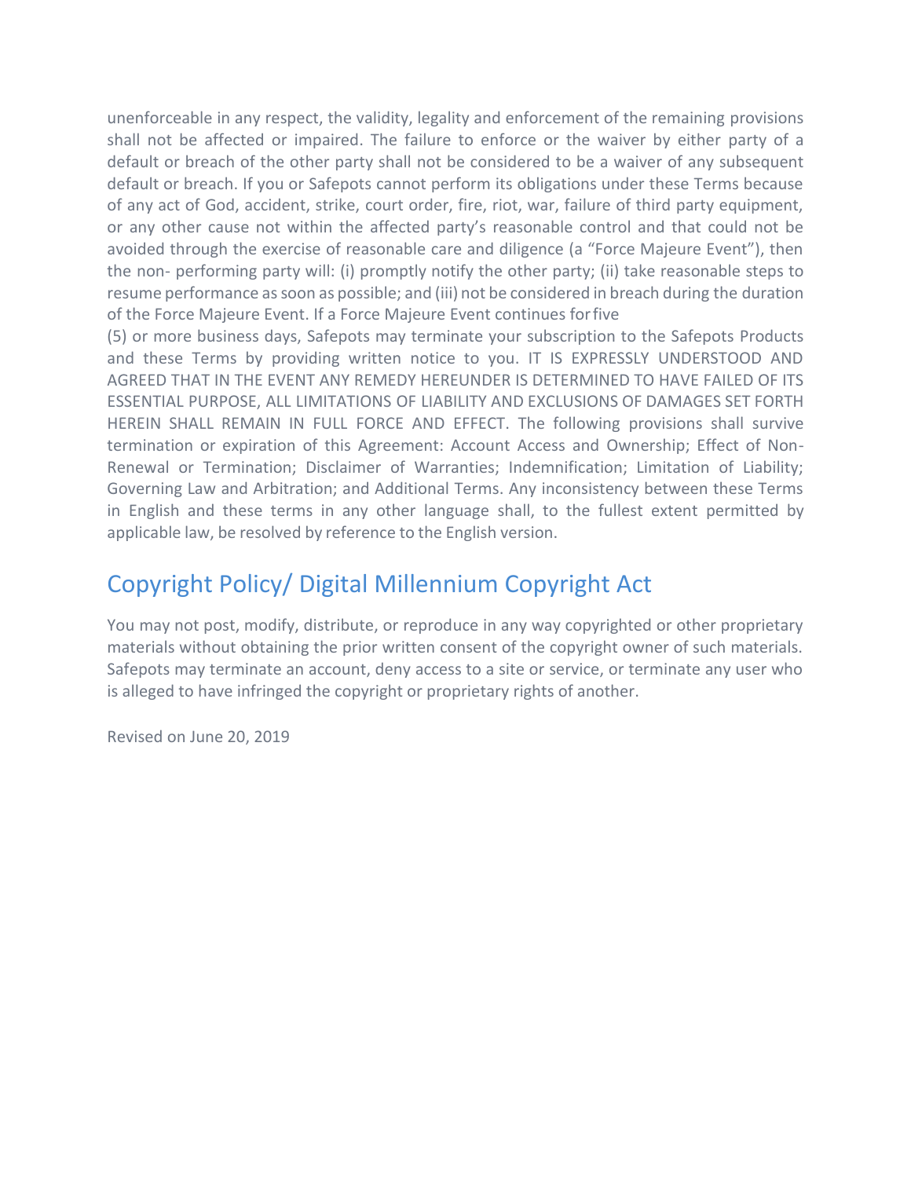unenforceable in any respect, the validity, legality and enforcement of the remaining provisions shall not be affected or impaired. The failure to enforce or the waiver by either party of a default or breach of the other party shall not be considered to be a waiver of any subsequent default or breach. If you or Safepots cannot perform its obligations under these Terms because of any act of God, accident, strike, court order, fire, riot, war, failure of third party equipment, or any other cause not within the affected party's reasonable control and that could not be avoided through the exercise of reasonable care and diligence (a "Force Majeure Event"), then the non- performing party will: (i) promptly notify the other party; (ii) take reasonable steps to resume performance as soon as possible; and (iii) not be considered in breach during the duration of the Force Majeure Event. If a Force Majeure Event continues for five (5) or more business days, Safepots may terminate your subscription to the Safepots Products and these Terms by providing written notice to you. IT IS EXPRESSLY UNDERSTOOD AND AGREED THAT IN THE EVENT ANY REMEDY HEREUNDER IS DETERMINED TO HAVE FAILED OF ITS ESSENTIAL PURPOSE, ALL LIMITATIONS OF LIABILITY AND EXCLUSIONS OF DAMAGES SET FORTH HEREIN SHALL REMAIN IN FULL FORCE AND EFFECT. The following provisions shall survive termination or expiration of this Agreement: Account Access and Ownership; Effect of Non-Renewal or Termination; Disclaimer of Warranties; Indemnification; Limitation of Liability; Governing Law and Arbitration; and Additional Terms. Any inconsistency between these Terms in English and these terms in any other language shall, to the fullest extent permitted by applicable law, be resolved by reference to the English version.

## Copyright Policy/ Digital Millennium Copyright Act

You may not post, modify, distribute, or reproduce in any way copyrighted or other proprietary materials without obtaining the prior written consent of the copyright owner of such materials. Safepots may terminate an account, deny access to a site or service, or terminate any user who is alleged to have infringed the copyright or proprietary rights of another.

Revised on June 20, 2019